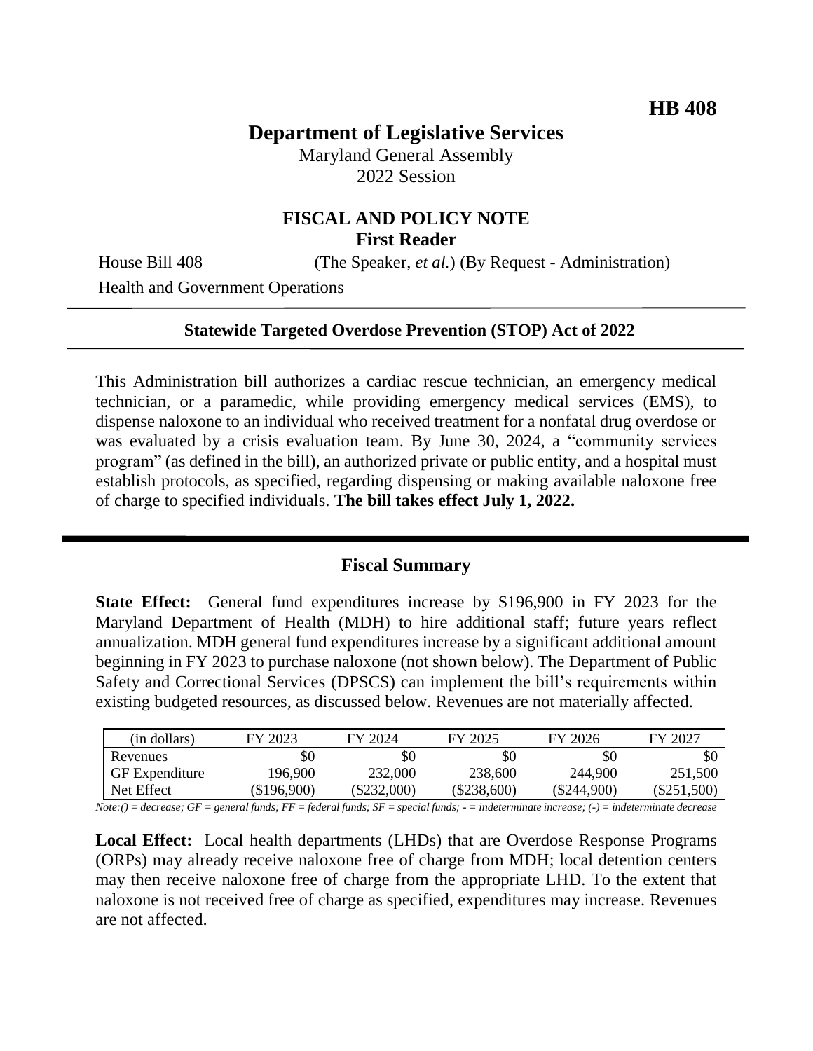**HB 408**

# Department of Legislative Services

Maryland General Assembly
2022 Session

## FISCAL AND POLICY NOTE
**First Reader**

House Bill 408 (The Speaker, *et al.*) (By Request - Administration)

Health and Government Operations

---

**Statewide Targeted Overdose Prevention (STOP) Act of 2022**

---

This Administration bill authorizes a cardiac rescue technician, an emergency medical technician, or a paramedic, while providing emergency medical services (EMS), to dispense naloxone to an individual who received treatment for a nonfatal drug overdose or was evaluated by a crisis evaluation team. By June 30, 2024, a "community services program" (as defined in the bill), an authorized private or public entity, and a hospital must establish protocols, as specified, regarding dispensing or making available naloxone free of charge to specified individuals. **The bill takes effect July 1, 2022.**

---

## Fiscal Summary

**State Effect:** General fund expenditures increase by $196,900 in FY 2023 for the Maryland Department of Health (MDH) to hire additional staff; future years reflect annualization. MDH general fund expenditures increase by a significant additional amount beginning in FY 2023 to purchase naloxone (not shown below). The Department of Public Safety and Correctional Services (DPSCS) can implement the bill's requirements within existing budgeted resources, as discussed below. Revenues are not materially affected.

| (in dollars) | FY 2023 | FY 2024 | FY 2025 | FY 2026 | FY 2027 |
|---|---|---|---|---|---|
| Revenues | $0 | $0 | $0 | $0 | $0 |
| GF Expenditure | 196,900 | 232,000 | 238,600 | 244,900 | 251,500 |
| Net Effect | ($196,900) | ($232,000) | ($238,600) | ($244,900) | ($251,500) |

*Note:() = decrease; GF = general funds; FF = federal funds; SF = special funds; - = indeterminate increase; (-) = indeterminate decrease*

**Local Effect:** Local health departments (LHDs) that are Overdose Response Programs (ORPs) may already receive naloxone free of charge from MDH; local detention centers may then receive naloxone free of charge from the appropriate LHD. To the extent that naloxone is not received free of charge as specified, expenditures may increase. Revenues are not affected.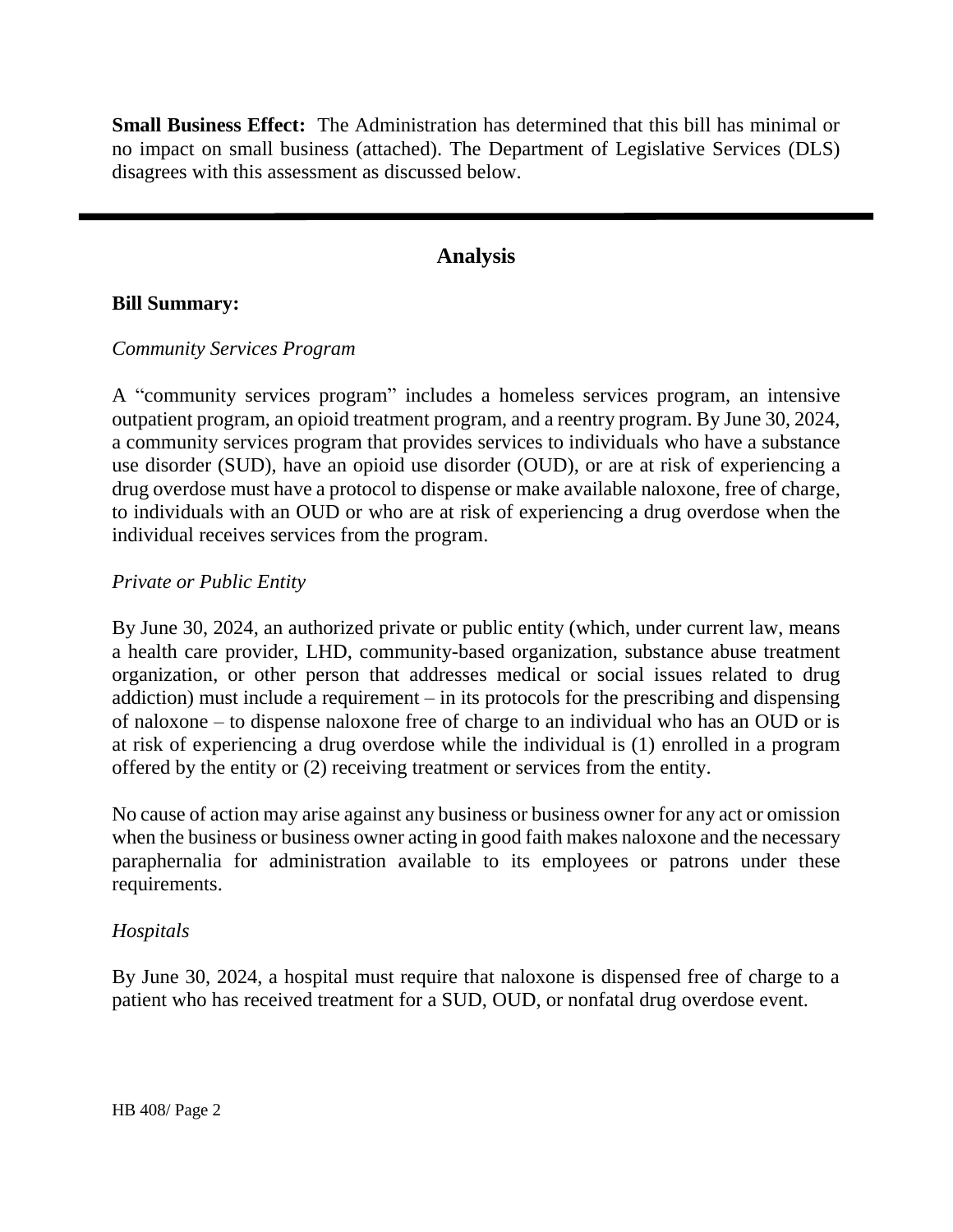**Small Business Effect:** The Administration has determined that this bill has minimal or no impact on small business (attached). The Department of Legislative Services (DLS) disagrees with this assessment as discussed below.

---

## Analysis

**Bill Summary:**

*Community Services Program*

A "community services program" includes a homeless services program, an intensive outpatient program, an opioid treatment program, and a reentry program. By June 30, 2024, a community services program that provides services to individuals who have a substance use disorder (SUD), have an opioid use disorder (OUD), or are at risk of experiencing a drug overdose must have a protocol to dispense or make available naloxone, free of charge, to individuals with an OUD or who are at risk of experiencing a drug overdose when the individual receives services from the program.

*Private or Public Entity*

By June 30, 2024, an authorized private or public entity (which, under current law, means a health care provider, LHD, community-based organization, substance abuse treatment organization, or other person that addresses medical or social issues related to drug addiction) must include a requirement – in its protocols for the prescribing and dispensing of naloxone – to dispense naloxone free of charge to an individual who has an OUD or is at risk of experiencing a drug overdose while the individual is (1) enrolled in a program offered by the entity or (2) receiving treatment or services from the entity.

No cause of action may arise against any business or business owner for any act or omission when the business or business owner acting in good faith makes naloxone and the necessary paraphernalia for administration available to its employees or patrons under these requirements.

*Hospitals*

By June 30, 2024, a hospital must require that naloxone is dispensed free of charge to a patient who has received treatment for a SUD, OUD, or nonfatal drug overdose event.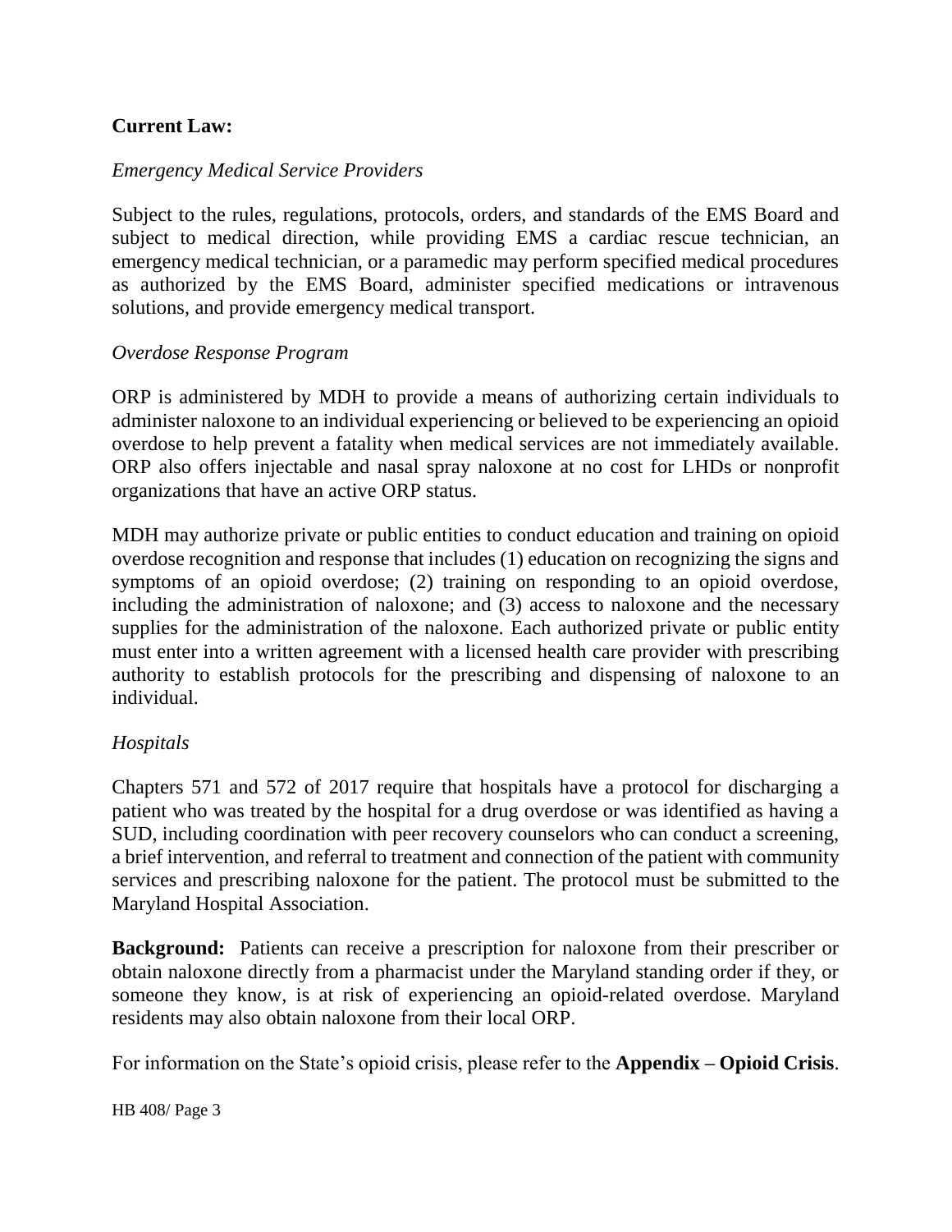**Current Law:**

*Emergency Medical Service Providers*

Subject to the rules, regulations, protocols, orders, and standards of the EMS Board and subject to medical direction, while providing EMS a cardiac rescue technician, an emergency medical technician, or a paramedic may perform specified medical procedures as authorized by the EMS Board, administer specified medications or intravenous solutions, and provide emergency medical transport.

*Overdose Response Program*

ORP is administered by MDH to provide a means of authorizing certain individuals to administer naloxone to an individual experiencing or believed to be experiencing an opioid overdose to help prevent a fatality when medical services are not immediately available. ORP also offers injectable and nasal spray naloxone at no cost for LHDs or nonprofit organizations that have an active ORP status.

MDH may authorize private or public entities to conduct education and training on opioid overdose recognition and response that includes (1) education on recognizing the signs and symptoms of an opioid overdose; (2) training on responding to an opioid overdose, including the administration of naloxone; and (3) access to naloxone and the necessary supplies for the administration of the naloxone. Each authorized private or public entity must enter into a written agreement with a licensed health care provider with prescribing authority to establish protocols for the prescribing and dispensing of naloxone to an individual.

*Hospitals*

Chapters 571 and 572 of 2017 require that hospitals have a protocol for discharging a patient who was treated by the hospital for a drug overdose or was identified as having a SUD, including coordination with peer recovery counselors who can conduct a screening, a brief intervention, and referral to treatment and connection of the patient with community services and prescribing naloxone for the patient. The protocol must be submitted to the Maryland Hospital Association.

**Background:** Patients can receive a prescription for naloxone from their prescriber or obtain naloxone directly from a pharmacist under the Maryland standing order if they, or someone they know, is at risk of experiencing an opioid-related overdose. Maryland residents may also obtain naloxone from their local ORP.

For information on the State's opioid crisis, please refer to the **Appendix – Opioid Crisis**.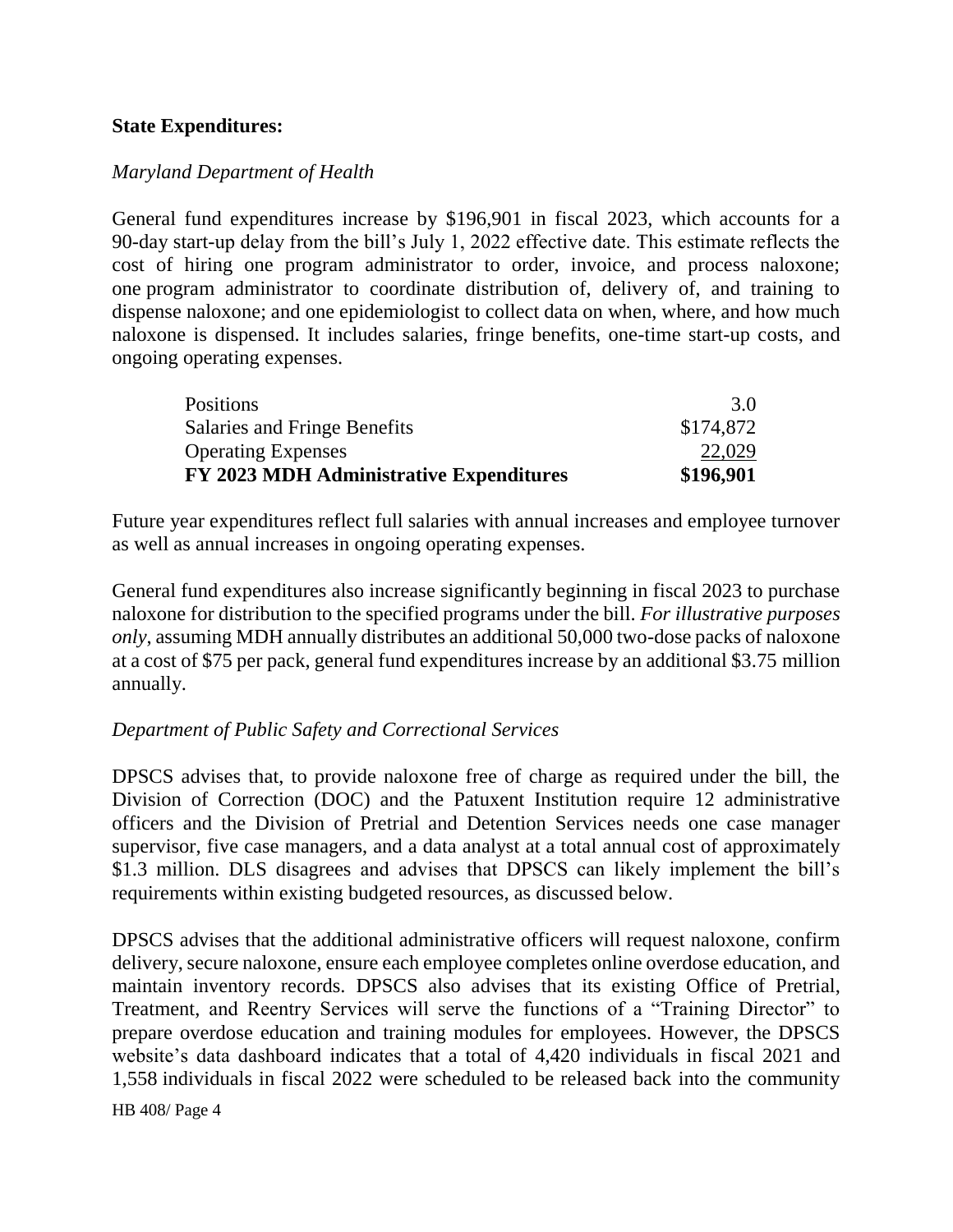**State Expenditures:**

*Maryland Department of Health*

General fund expenditures increase by $196,901 in fiscal 2023, which accounts for a 90-day start-up delay from the bill's July 1, 2022 effective date. This estimate reflects the cost of hiring one program administrator to order, invoice, and process naloxone; one program administrator to coordinate distribution of, delivery of, and training to dispense naloxone; and one epidemiologist to collect data on when, where, and how much naloxone is dispensed. It includes salaries, fringe benefits, one-time start-up costs, and ongoing operating expenses.

| | |
|---|---|
| Positions | 3.0 |
| Salaries and Fringe Benefits | $174,872 |
| Operating Expenses | 22,029 |
| **FY 2023 MDH Administrative Expenditures** | **$196,901** |

Future year expenditures reflect full salaries with annual increases and employee turnover as well as annual increases in ongoing operating expenses.

General fund expenditures also increase significantly beginning in fiscal 2023 to purchase naloxone for distribution to the specified programs under the bill. *For illustrative purposes only*, assuming MDH annually distributes an additional 50,000 two-dose packs of naloxone at a cost of $75 per pack, general fund expenditures increase by an additional $3.75 million annually.

*Department of Public Safety and Correctional Services*

DPSCS advises that, to provide naloxone free of charge as required under the bill, the Division of Correction (DOC) and the Patuxent Institution require 12 administrative officers and the Division of Pretrial and Detention Services needs one case manager supervisor, five case managers, and a data analyst at a total annual cost of approximately $1.3 million. DLS disagrees and advises that DPSCS can likely implement the bill's requirements within existing budgeted resources, as discussed below.

DPSCS advises that the additional administrative officers will request naloxone, confirm delivery, secure naloxone, ensure each employee completes online overdose education, and maintain inventory records. DPSCS also advises that its existing Office of Pretrial, Treatment, and Reentry Services will serve the functions of a "Training Director" to prepare overdose education and training modules for employees. However, the DPSCS website's data dashboard indicates that a total of 4,420 individuals in fiscal 2021 and 1,558 individuals in fiscal 2022 were scheduled to be released back into the community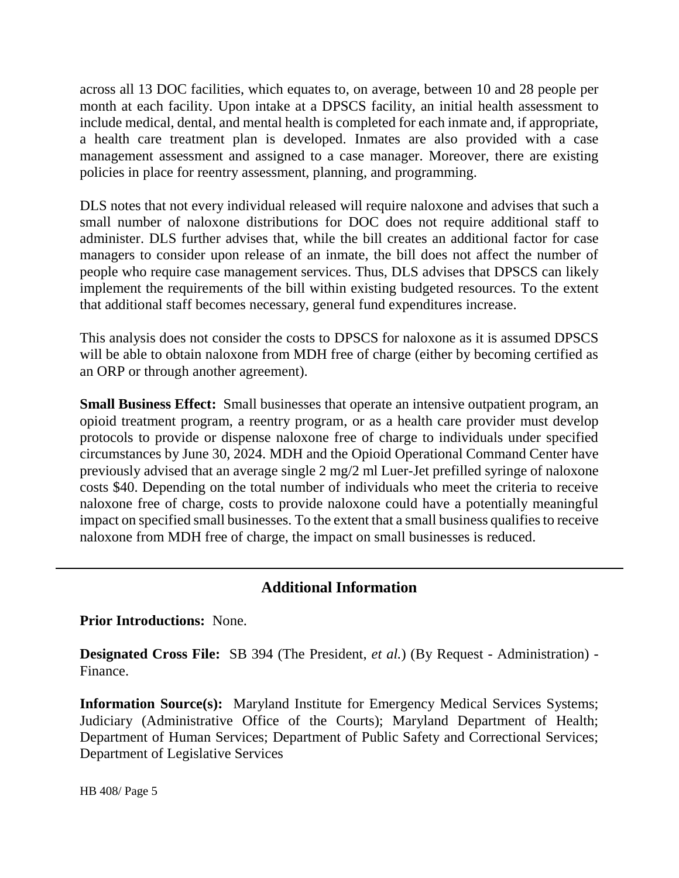across all 13 DOC facilities, which equates to, on average, between 10 and 28 people per month at each facility. Upon intake at a DPSCS facility, an initial health assessment to include medical, dental, and mental health is completed for each inmate and, if appropriate, a health care treatment plan is developed. Inmates are also provided with a case management assessment and assigned to a case manager. Moreover, there are existing policies in place for reentry assessment, planning, and programming.

DLS notes that not every individual released will require naloxone and advises that such a small number of naloxone distributions for DOC does not require additional staff to administer. DLS further advises that, while the bill creates an additional factor for case managers to consider upon release of an inmate, the bill does not affect the number of people who require case management services. Thus, DLS advises that DPSCS can likely implement the requirements of the bill within existing budgeted resources. To the extent that additional staff becomes necessary, general fund expenditures increase.

This analysis does not consider the costs to DPSCS for naloxone as it is assumed DPSCS will be able to obtain naloxone from MDH free of charge (either by becoming certified as an ORP or through another agreement).

**Small Business Effect:** Small businesses that operate an intensive outpatient program, an opioid treatment program, a reentry program, or as a health care provider must develop protocols to provide or dispense naloxone free of charge to individuals under specified circumstances by June 30, 2024. MDH and the Opioid Operational Command Center have previously advised that an average single 2 mg/2 ml Luer-Jet prefilled syringe of naloxone costs $40. Depending on the total number of individuals who meet the criteria to receive naloxone free of charge, costs to provide naloxone could have a potentially meaningful impact on specified small businesses. To the extent that a small business qualifies to receive naloxone from MDH free of charge, the impact on small businesses is reduced.

## Additional Information

**Prior Introductions:** None.

**Designated Cross File:** SB 394 (The President, *et al.*) (By Request - Administration) - Finance.

**Information Source(s):** Maryland Institute for Emergency Medical Services Systems; Judiciary (Administrative Office of the Courts); Maryland Department of Health; Department of Human Services; Department of Public Safety and Correctional Services; Department of Legislative Services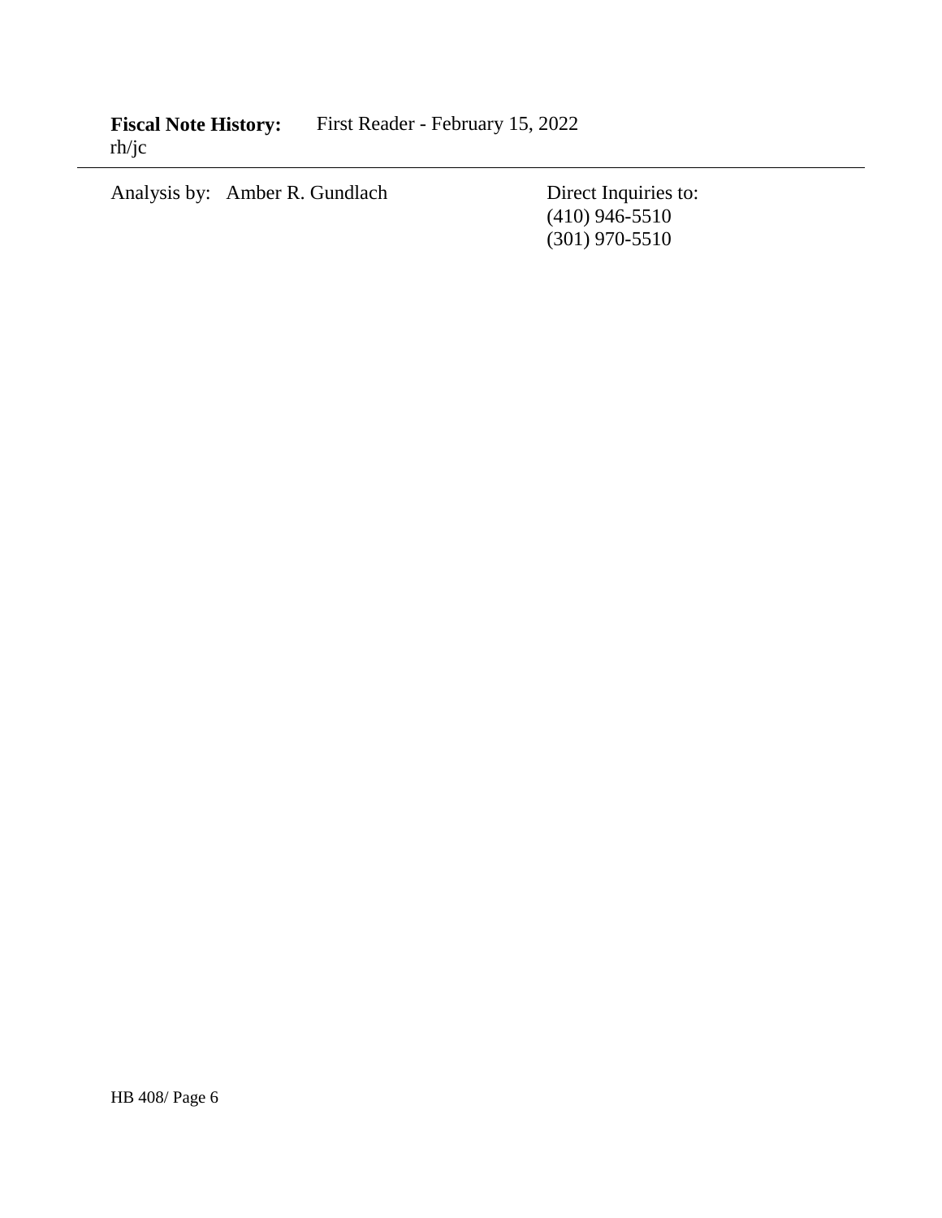**Fiscal Note History:** First Reader - February 15, 2022
rh/jc

---

Analysis by: Amber R. Gundlach

Direct Inquiries to:
(410) 946-5510
(301) 970-5510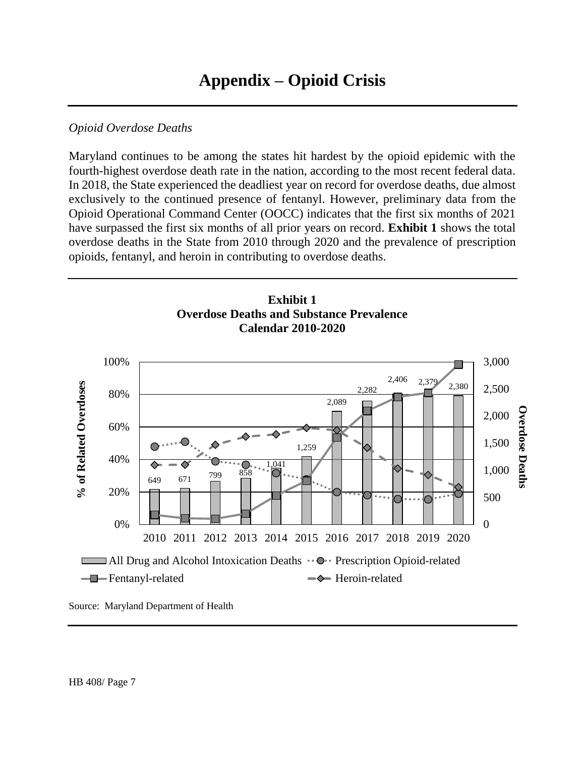# Appendix – Opioid Crisis

*Opioid Overdose Deaths*

Maryland continues to be among the states hit hardest by the opioid epidemic with the fourth-highest overdose death rate in the nation, according to the most recent federal data. In 2018, the State experienced the deadliest year on record for overdose deaths, due almost exclusively to the continued presence of fentanyl. However, preliminary data from the Opioid Operational Command Center (OOCC) indicates that the first six months of 2021 have surpassed the first six months of all prior years on record. **Exhibit 1** shows the total overdose deaths in the State from 2010 through 2020 and the prevalence of prescription opioids, fentanyl, and heroin in contributing to overdose deaths.

**Exhibit 1**
**Overdose Deaths and Substance Prevalence**
**Calendar 2010-2020**

| Year | All Drug and Alcohol Intoxication Deaths |
|---|---|
| 2010 | 649 |
| 2011 | 671 |
| 2012 | 799 |
| 2013 | 858 |
| 2014 | 1,041 |
| 2015 | 1,259 |
| 2016 | 2,089 |
| 2017 | 2,282 |
| 2018 | 2,406 |
| 2019 | 2,379 |
| 2020 | 2,380 |

Legend: All Drug and Alcohol Intoxication Deaths; Prescription Opioid-related; Fentanyl-related; Heroin-related

Left axis: % of Related Overdoses (0%–100%); Right axis: Overdose Deaths (0–3,000)

Source: Maryland Department of Health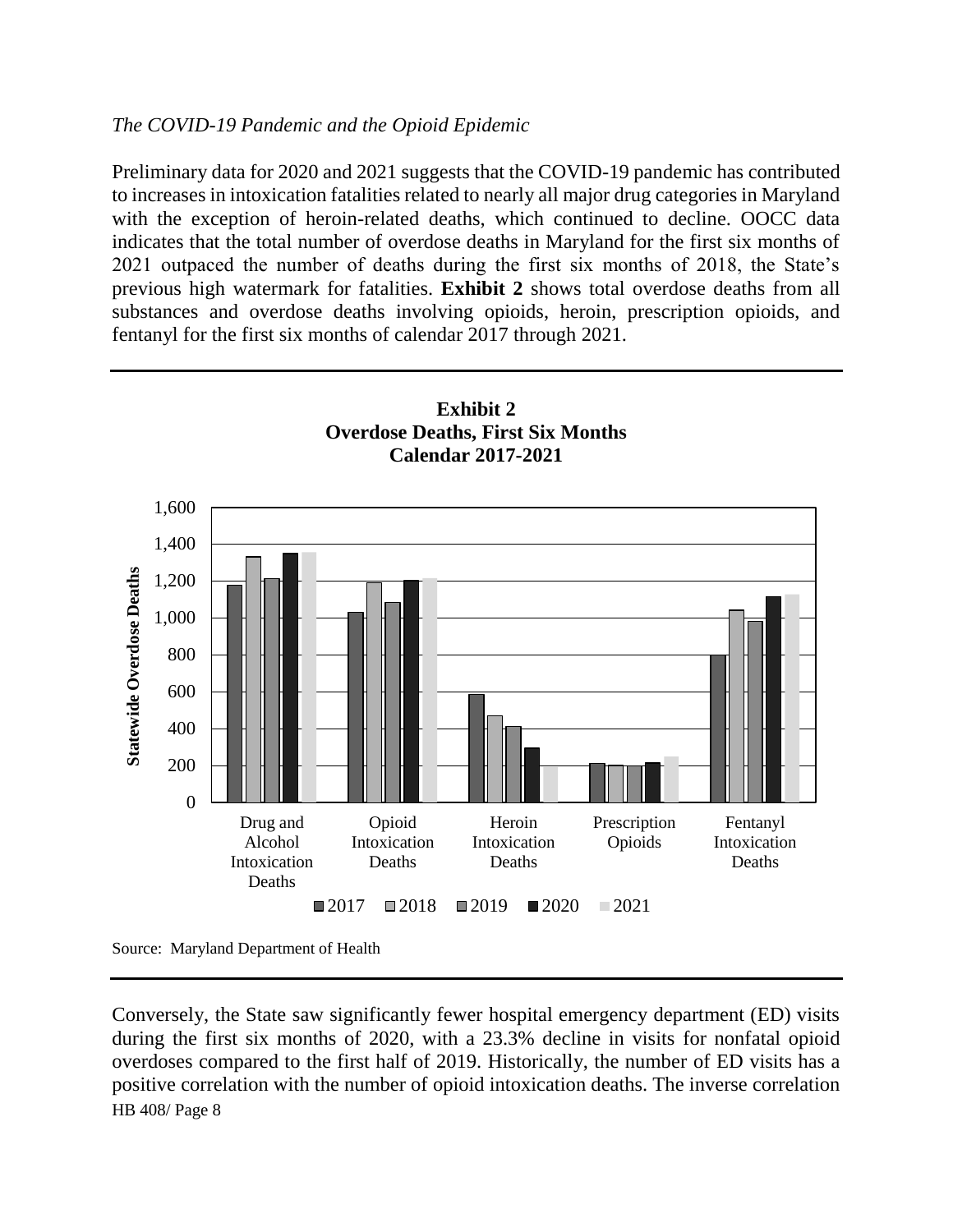*The COVID-19 Pandemic and the Opioid Epidemic*

Preliminary data for 2020 and 2021 suggests that the COVID-19 pandemic has contributed to increases in intoxication fatalities related to nearly all major drug categories in Maryland with the exception of heroin-related deaths, which continued to decline. OOCC data indicates that the total number of overdose deaths in Maryland for the first six months of 2021 outpaced the number of deaths during the first six months of 2018, the State's previous high watermark for fatalities. **Exhibit 2** shows total overdose deaths from all substances and overdose deaths involving opioids, heroin, prescription opioids, and fentanyl for the first six months of calendar 2017 through 2021.

**Exhibit 2**
**Overdose Deaths, First Six Months**
**Calendar 2017-2021**

Source: Maryland Department of Health

Conversely, the State saw significantly fewer hospital emergency department (ED) visits during the first six months of 2020, with a 23.3% decline in visits for nonfatal opioid overdoses compared to the first half of 2019. Historically, the number of ED visits has a positive correlation with the number of opioid intoxication deaths. The inverse correlation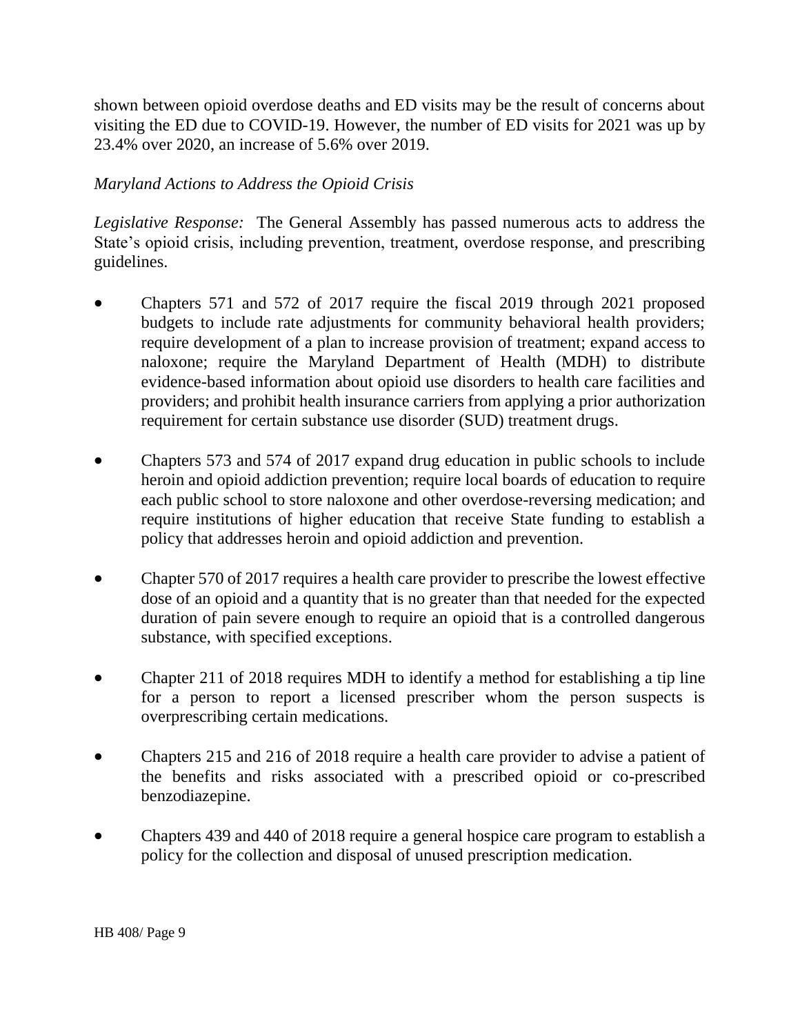shown between opioid overdose deaths and ED visits may be the result of concerns about visiting the ED due to COVID-19. However, the number of ED visits for 2021 was up by 23.4% over 2020, an increase of 5.6% over 2019.

*Maryland Actions to Address the Opioid Crisis*

*Legislative Response:* The General Assembly has passed numerous acts to address the State's opioid crisis, including prevention, treatment, overdose response, and prescribing guidelines.

- Chapters 571 and 572 of 2017 require the fiscal 2019 through 2021 proposed budgets to include rate adjustments for community behavioral health providers; require development of a plan to increase provision of treatment; expand access to naloxone; require the Maryland Department of Health (MDH) to distribute evidence-based information about opioid use disorders to health care facilities and providers; and prohibit health insurance carriers from applying a prior authorization requirement for certain substance use disorder (SUD) treatment drugs.
- Chapters 573 and 574 of 2017 expand drug education in public schools to include heroin and opioid addiction prevention; require local boards of education to require each public school to store naloxone and other overdose-reversing medication; and require institutions of higher education that receive State funding to establish a policy that addresses heroin and opioid addiction and prevention.
- Chapter 570 of 2017 requires a health care provider to prescribe the lowest effective dose of an opioid and a quantity that is no greater than that needed for the expected duration of pain severe enough to require an opioid that is a controlled dangerous substance, with specified exceptions.
- Chapter 211 of 2018 requires MDH to identify a method for establishing a tip line for a person to report a licensed prescriber whom the person suspects is overprescribing certain medications.
- Chapters 215 and 216 of 2018 require a health care provider to advise a patient of the benefits and risks associated with a prescribed opioid or co-prescribed benzodiazepine.
- Chapters 439 and 440 of 2018 require a general hospice care program to establish a policy for the collection and disposal of unused prescription medication.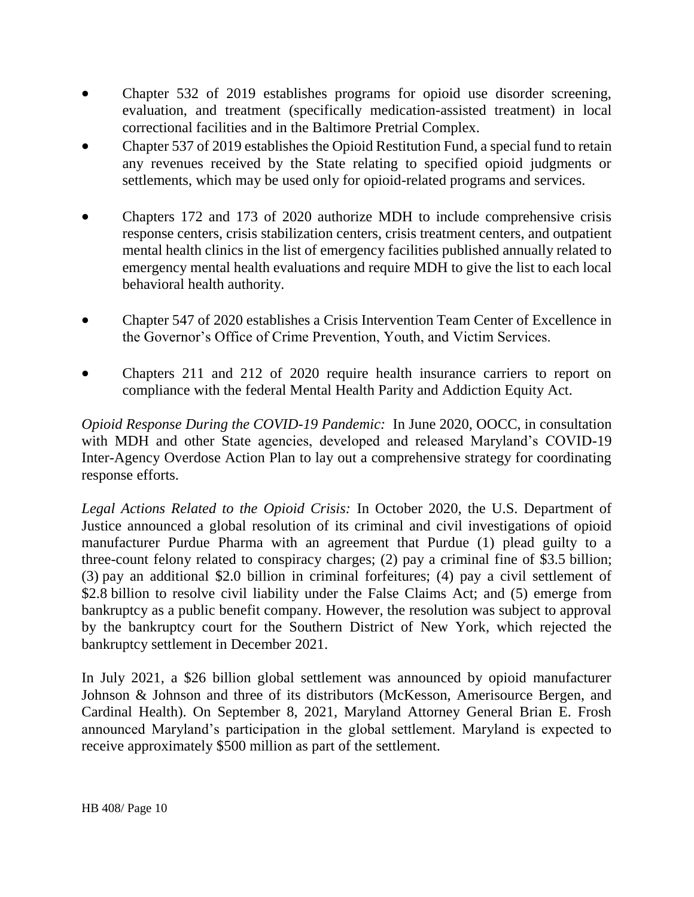- Chapter 532 of 2019 establishes programs for opioid use disorder screening, evaluation, and treatment (specifically medication-assisted treatment) in local correctional facilities and in the Baltimore Pretrial Complex.
- Chapter 537 of 2019 establishes the Opioid Restitution Fund, a special fund to retain any revenues received by the State relating to specified opioid judgments or settlements, which may be used only for opioid-related programs and services.
- Chapters 172 and 173 of 2020 authorize MDH to include comprehensive crisis response centers, crisis stabilization centers, crisis treatment centers, and outpatient mental health clinics in the list of emergency facilities published annually related to emergency mental health evaluations and require MDH to give the list to each local behavioral health authority.
- Chapter 547 of 2020 establishes a Crisis Intervention Team Center of Excellence in the Governor's Office of Crime Prevention, Youth, and Victim Services.
- Chapters 211 and 212 of 2020 require health insurance carriers to report on compliance with the federal Mental Health Parity and Addiction Equity Act.

*Opioid Response During the COVID-19 Pandemic:* In June 2020, OOCC, in consultation with MDH and other State agencies, developed and released Maryland's COVID-19 Inter-Agency Overdose Action Plan to lay out a comprehensive strategy for coordinating response efforts.

*Legal Actions Related to the Opioid Crisis:* In October 2020, the U.S. Department of Justice announced a global resolution of its criminal and civil investigations of opioid manufacturer Purdue Pharma with an agreement that Purdue (1) plead guilty to a three-count felony related to conspiracy charges; (2) pay a criminal fine of $3.5 billion; (3) pay an additional $2.0 billion in criminal forfeitures; (4) pay a civil settlement of $2.8 billion to resolve civil liability under the False Claims Act; and (5) emerge from bankruptcy as a public benefit company. However, the resolution was subject to approval by the bankruptcy court for the Southern District of New York, which rejected the bankruptcy settlement in December 2021.

In July 2021, a $26 billion global settlement was announced by opioid manufacturer Johnson & Johnson and three of its distributors (McKesson, Amerisource Bergen, and Cardinal Health). On September 8, 2021, Maryland Attorney General Brian E. Frosh announced Maryland's participation in the global settlement. Maryland is expected to receive approximately $500 million as part of the settlement.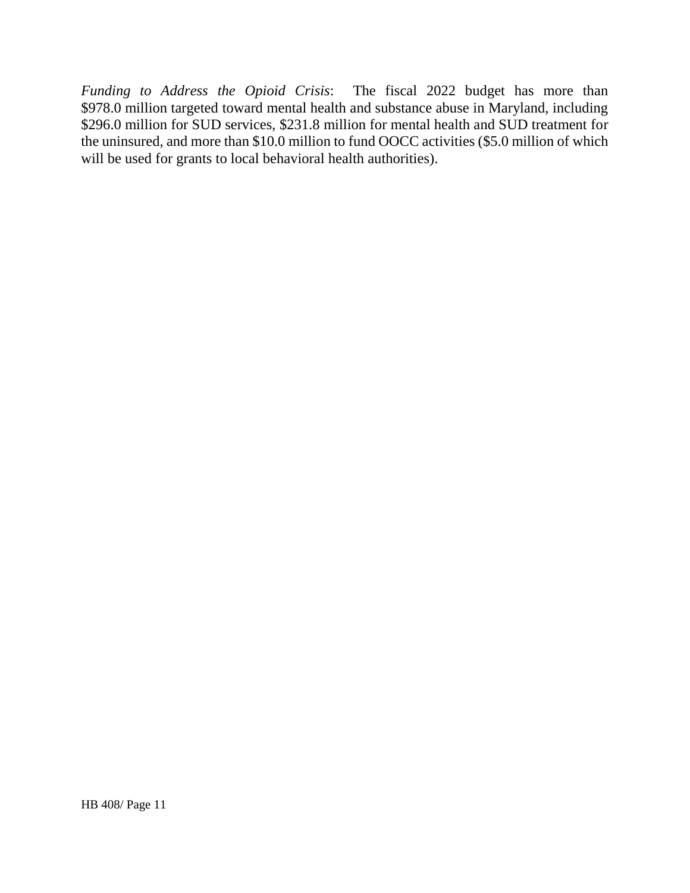*Funding to Address the Opioid Crisis*: The fiscal 2022 budget has more than $978.0 million targeted toward mental health and substance abuse in Maryland, including $296.0 million for SUD services, $231.8 million for mental health and SUD treatment for the uninsured, and more than $10.0 million to fund OOCC activities ($5.0 million of which will be used for grants to local behavioral health authorities).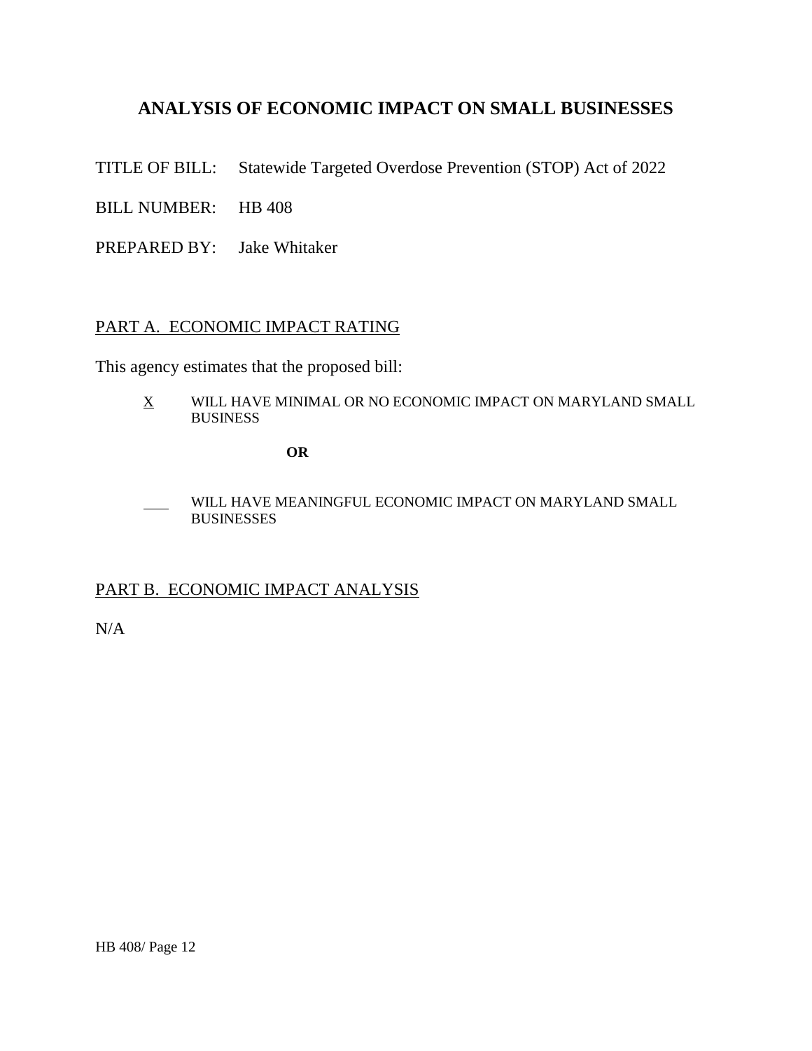# ANALYSIS OF ECONOMIC IMPACT ON SMALL BUSINESSES

TITLE OF BILL: Statewide Targeted Overdose Prevention (STOP) Act of 2022

BILL NUMBER: HB 408

PREPARED BY: Jake Whitaker

## PART A. ECONOMIC IMPACT RATING

This agency estimates that the proposed bill:

X WILL HAVE MINIMAL OR NO ECONOMIC IMPACT ON MARYLAND SMALL BUSINESS

**OR**

___ WILL HAVE MEANINGFUL ECONOMIC IMPACT ON MARYLAND SMALL BUSINESSES

## PART B. ECONOMIC IMPACT ANALYSIS

N/A